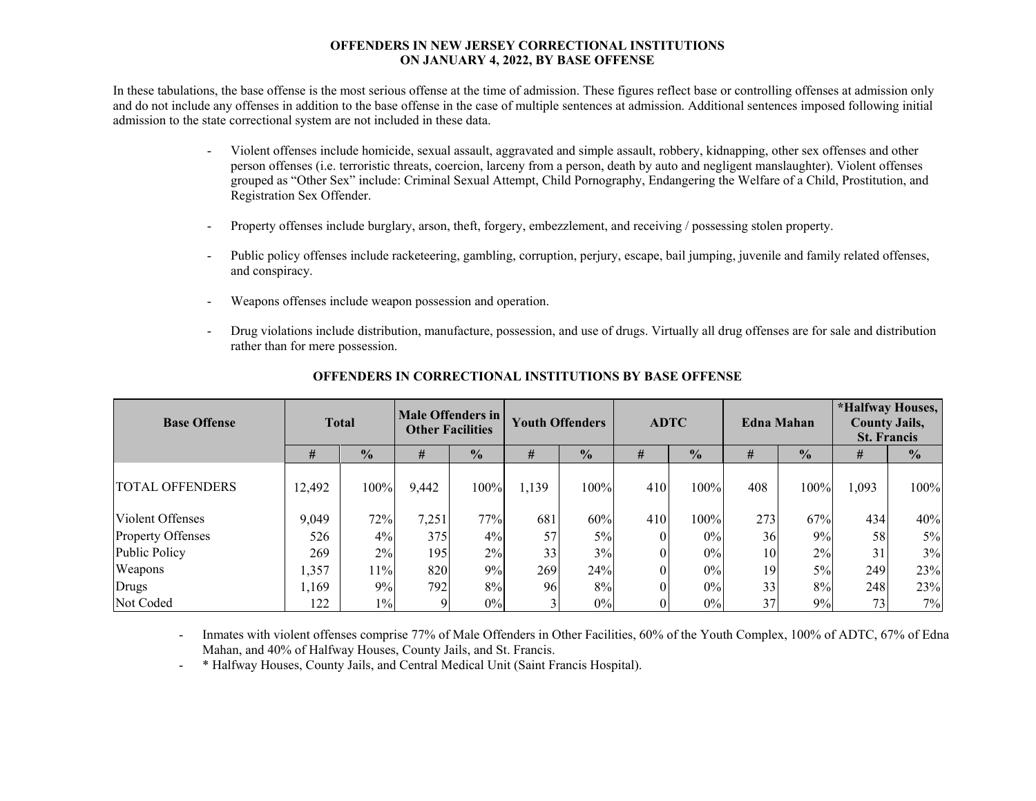# OFFENDERS IN NEW JERSEY CORRECTIONAL INSTITUTIONS ON JANUARY 4, 2022, BY BASE OFFENSE

In these tabulations, the base offense is the most serious offense at the time of admission. These figures reflect base or controlling offenses at admission only and do not include any offenses in addition to the base offense in the case of multiple sentences at admission. Additional sentences imposed following initial admission to the state correctional system are not included in these data.

- Violent offenses include homicide, sexual assault, aggravated and simple assault, robbery, kidnapping, other sex offenses and other person offenses (i.e. terroristic threats, coercion, larceny from a person, death by auto and negligent manslaughter). Violent offenses grouped as "Other Sex" include: Criminal Sexual Attempt, Child Pornography, Endangering the Welfare of a Child, Prostitution, and Registration Sex Offender.
- Property offenses include burglary, arson, theft, forgery, embezzlement, and receiving / possessing stolen property.
- Public policy offenses include racketeering, gambling, corruption, perjury, escape, bail jumping, juvenile and family related offenses, and conspiracy.
- Weapons offenses include weapon possession and operation.
- Drug violations include distribution, manufacture, possession, and use of drugs. Virtually all drug offenses are for sale and distribution rather than for mere possession.

## OFFENDERS IN CORRECTIONAL INSTITUTIONS BY BASE OFFENSE

| Base Offense | Total | | Male Offenders in Other Facilities | | Youth Offenders | | ADTC | | Edna Mahan | | *Halfway Houses, County Jails, St. Francis | |
|---|---|---|---|---|---|---|---|---|---|---|---|---|
| | # | % | # | % | # | % | # | % | # | % | # | % |
| TOTAL OFFENDERS | 12,492 | 100% | 9,442 | 100% | 1,139 | 100% | 410 | 100% | 408 | 100% | 1,093 | 100% |
| Violent Offenses | 9,049 | 72% | 7,251 | 77% | 681 | 60% | 410 | 100% | 273 | 67% | 434 | 40% |
| Property Offenses | 526 | 4% | 375 | 4% | 57 | 5% | 0 | 0% | 36 | 9% | 58 | 5% |
| Public Policy | 269 | 2% | 195 | 2% | 33 | 3% | 0 | 0% | 10 | 2% | 31 | 3% |
| Weapons | 1,357 | 11% | 820 | 9% | 269 | 24% | 0 | 0% | 19 | 5% | 249 | 23% |
| Drugs | 1,169 | 9% | 792 | 8% | 96 | 8% | 0 | 0% | 33 | 8% | 248 | 23% |
| Not Coded | 122 | 1% | 9 | 0% | 3 | 0% | 0 | 0% | 37 | 9% | 73 | 7% |

- Inmates with violent offenses comprise 77% of Male Offenders in Other Facilities, 60% of the Youth Complex, 100% of ADTC, 67% of Edna Mahan, and 40% of Halfway Houses, County Jails, and St. Francis.
- * Halfway Houses, County Jails, and Central Medical Unit (Saint Francis Hospital).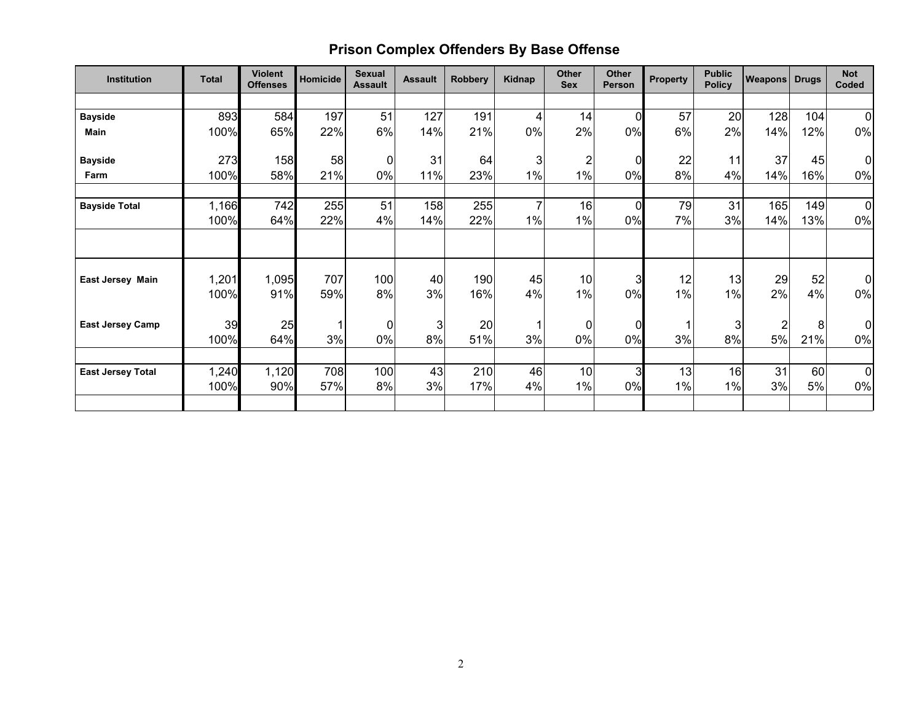## Prison Complex Offenders By Base Offense

| Institution | Total | Violent Offenses | Homicide | Sexual Assault | Assault | Robbery | Kidnap | Other Sex | Other Person | Property | Public Policy | Weapons | Drugs | Not Coded |
|---|---|---|---|---|---|---|---|---|---|---|---|---|---|---|
| **Bayside Main** | 893 | 584 | 197 | 51 | 127 | 191 | 4 | 14 | 0 | 57 | 20 | 128 | 104 | 0 |
| | 100% | 65% | 22% | 6% | 14% | 21% | 0% | 2% | 0% | 6% | 2% | 14% | 12% | 0% |
| **Bayside Farm** | 273 | 158 | 58 | 0 | 31 | 64 | 3 | 2 | 0 | 22 | 11 | 37 | 45 | 0 |
| | 100% | 58% | 21% | 0% | 11% | 23% | 1% | 1% | 0% | 8% | 4% | 14% | 16% | 0% |
| **Bayside Total** | 1,166 | 742 | 255 | 51 | 158 | 255 | 7 | 16 | 0 | 79 | 31 | 165 | 149 | 0 |
| | 100% | 64% | 22% | 4% | 14% | 22% | 1% | 1% | 0% | 7% | 3% | 14% | 13% | 0% |
| **East Jersey Main** | 1,201 | 1,095 | 707 | 100 | 40 | 190 | 45 | 10 | 3 | 12 | 13 | 29 | 52 | 0 |
| | 100% | 91% | 59% | 8% | 3% | 16% | 4% | 1% | 0% | 1% | 1% | 2% | 4% | 0% |
| **East Jersey Camp** | 39 | 25 | 1 | 0 | 3 | 20 | 1 | 0 | 0 | 1 | 3 | 2 | 8 | 0 |
| | 100% | 64% | 3% | 0% | 8% | 51% | 3% | 0% | 0% | 3% | 8% | 5% | 21% | 0% |
| **East Jersey Total** | 1,240 | 1,120 | 708 | 100 | 43 | 210 | 46 | 10 | 3 | 13 | 16 | 31 | 60 | 0 |
| | 100% | 90% | 57% | 8% | 3% | 17% | 4% | 1% | 0% | 1% | 1% | 3% | 5% | 0% |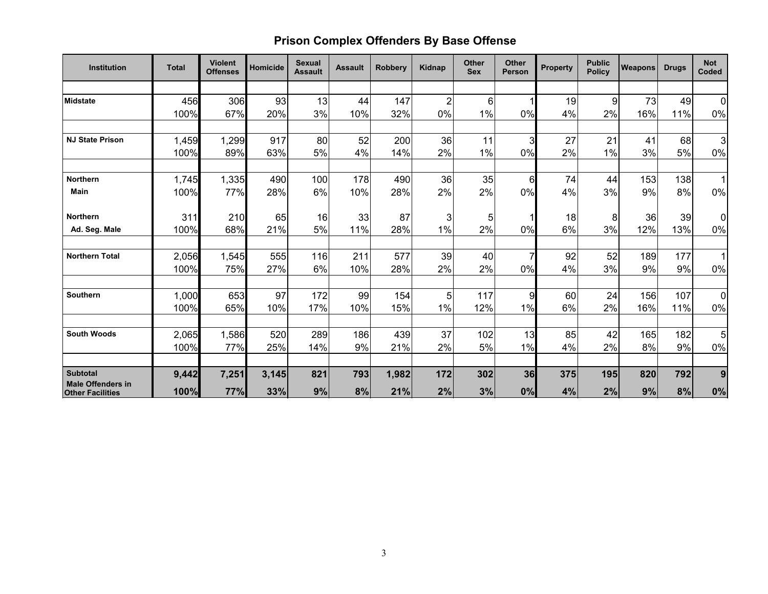# Prison Complex Offenders By Base Offense

| Institution | Total | Violent Offenses | Homicide | Sexual Assault | Assault | Robbery | Kidnap | Other Sex | Other Person | Property | Public Policy | Weapons | Drugs | Not Coded |
|---|---|---|---|---|---|---|---|---|---|---|---|---|---|---|
| **Midstate** | 456 | 306 | 93 | 13 | 44 | 147 | 2 | 6 | 1 | 19 | 9 | 73 | 49 | 0 |
| | 100% | 67% | 20% | 3% | 10% | 32% | 0% | 1% | 0% | 4% | 2% | 16% | 11% | 0% |
| **NJ State Prison** | 1,459 | 1,299 | 917 | 80 | 52 | 200 | 36 | 11 | 3 | 27 | 21 | 41 | 68 | 3 |
| | 100% | 89% | 63% | 5% | 4% | 14% | 2% | 1% | 0% | 2% | 1% | 3% | 5% | 0% |
| **Northern Main** | 1,745 | 1,335 | 490 | 100 | 178 | 490 | 36 | 35 | 6 | 74 | 44 | 153 | 138 | 1 |
| | 100% | 77% | 28% | 6% | 10% | 28% | 2% | 2% | 0% | 4% | 3% | 9% | 8% | 0% |
| **Northern Ad. Seg. Male** | 311 | 210 | 65 | 16 | 33 | 87 | 3 | 5 | 1 | 18 | 8 | 36 | 39 | 0 |
| | 100% | 68% | 21% | 5% | 11% | 28% | 1% | 2% | 0% | 6% | 3% | 12% | 13% | 0% |
| **Northern Total** | 2,056 | 1,545 | 555 | 116 | 211 | 577 | 39 | 40 | 7 | 92 | 52 | 189 | 177 | 1 |
| | 100% | 75% | 27% | 6% | 10% | 28% | 2% | 2% | 0% | 4% | 3% | 9% | 9% | 0% |
| **Southern** | 1,000 | 653 | 97 | 172 | 99 | 154 | 5 | 117 | 9 | 60 | 24 | 156 | 107 | 0 |
| | 100% | 65% | 10% | 17% | 10% | 15% | 1% | 12% | 1% | 6% | 2% | 16% | 11% | 0% |
| **South Woods** | 2,065 | 1,586 | 520 | 289 | 186 | 439 | 37 | 102 | 13 | 85 | 42 | 165 | 182 | 5 |
| | 100% | 77% | 25% | 14% | 9% | 21% | 2% | 5% | 1% | 4% | 2% | 8% | 9% | 0% |
| **Subtotal** | **9,442** | **7,251** | **3,145** | **821** | **793** | **1,982** | **172** | **302** | **36** | **375** | **195** | **820** | **792** | **9** |
| **Male Offenders in Other Facilities** | **100%** | **77%** | **33%** | **9%** | **8%** | **21%** | **2%** | **3%** | **0%** | **4%** | **2%** | **9%** | **8%** | **0%** |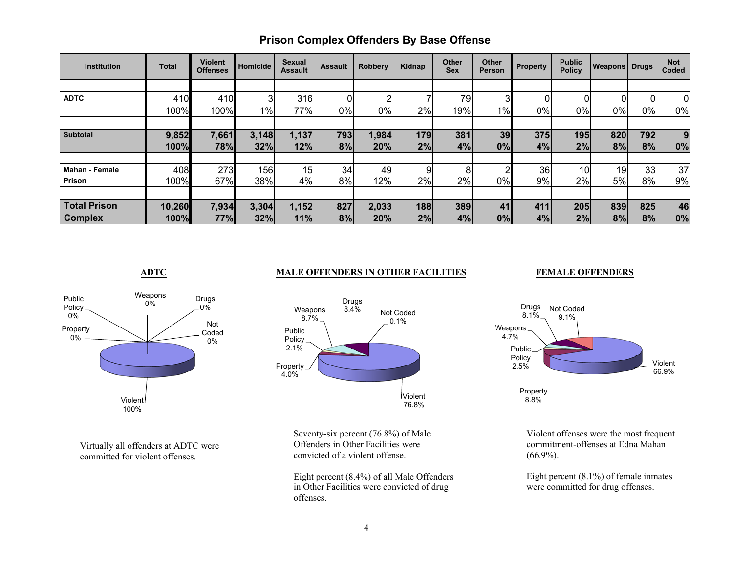# Prison Complex Offenders By Base Offense

| Institution | Total | Violent Offenses | Homicide | Sexual Assault | Assault | Robbery | Kidnap | Other Sex | Other Person | Property | Public Policy | Weapons | Drugs | Not Coded |
|---|---|---|---|---|---|---|---|---|---|---|---|---|---|---|
| **ADTC** | 410<br>100% | 410<br>100% | 3<br>1% | 316<br>77% | 0<br>0% | 2<br>0% | 7<br>2% | 79<br>19% | 3<br>1% | 0<br>0% | 0<br>0% | 0<br>0% | 0<br>0% | 0<br>0% |
| **Subtotal** | **9,852<br>100%** | **7,661<br>78%** | **3,148<br>32%** | **1,137<br>12%** | **793<br>8%** | **1,984<br>20%** | **179<br>2%** | **381<br>4%** | **39<br>0%** | **375<br>4%** | **195<br>2%** | **820<br>8%** | **792<br>8%** | **9<br>0%** |
| **Mahan - Female Prison** | 408<br>100% | 273<br>67% | 156<br>38% | 15<br>4% | 34<br>8% | 49<br>12% | 9<br>2% | 8<br>2% | 2<br>0% | 36<br>9% | 10<br>2% | 19<br>5% | 33<br>8% | 37<br>9% |
| **Total Prison Complex** | **10,260<br>100%** | **7,934<br>77%** | **3,304<br>32%** | **1,152<br>11%** | **827<br>8%** | **2,033<br>20%** | **188<br>2%** | **389<br>4%** | **41<br>0%** | **411<br>4%** | **205<br>2%** | **839<br>8%** | **825<br>8%** | **46<br>0%** |

## ADTC

Public Policy 0%, Weapons 0%, Drugs 0%, Not Coded 0%, Property 0%, Violent 100%

Virtually all offenders at ADTC were committed for violent offenses.

## MALE OFFENDERS IN OTHER FACILITIES

Drugs 8.4%, Weapons 8.7%, Not Coded 0.1%, Public Policy 2.1%, Property 4.0%, Violent 76.8%

Seventy-six percent (76.8%) of Male Offenders in Other Facilities were convicted of a violent offense.

Eight percent (8.4%) of all Male Offenders in Other Facilities were convicted of drug offenses.

## FEMALE OFFENDERS

Drugs 8.1%, Not Coded 9.1%, Weapons 4.7%, Public Policy 2.5%, Violent 66.9%, Property 8.8%

Violent offenses were the most frequent commitment-offenses at Edna Mahan (66.9%).

Eight percent (8.1%) of female inmates were committed for drug offenses.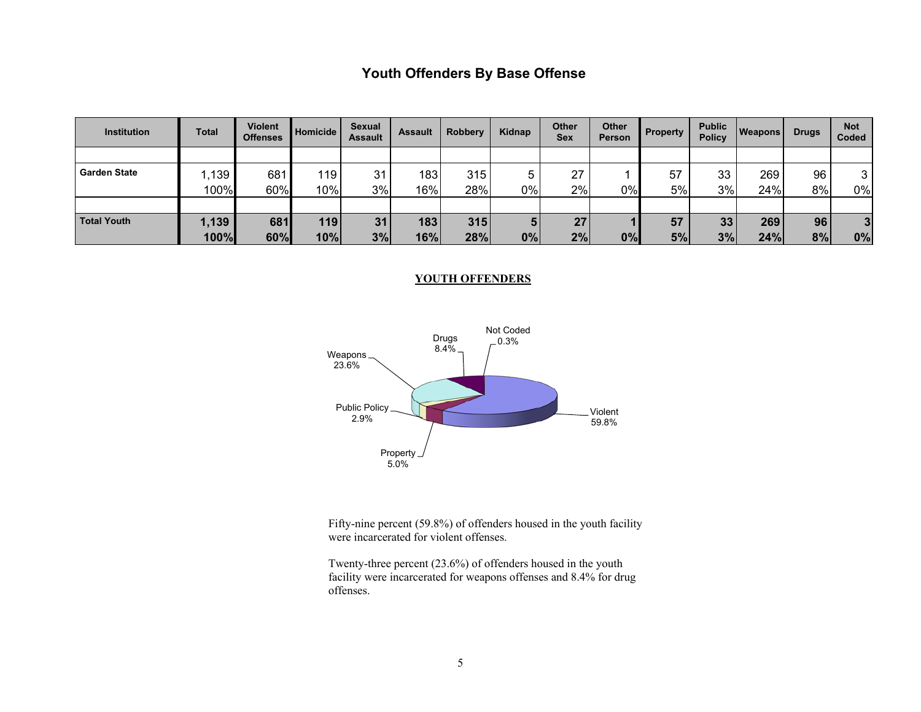# Youth Offenders By Base Offense

| Institution | Total | Violent Offenses | Homicide | Sexual Assault | Assault | Robbery | Kidnap | Other Sex | Other Person | Property | Public Policy | Weapons | Drugs | Not Coded |
|---|---|---|---|---|---|---|---|---|---|---|---|---|---|---|
| Garden State | 1,139<br>100% | 681<br>60% | 119<br>10% | 31<br>3% | 183<br>16% | 315<br>28% | 5<br>0% | 27<br>2% | 1<br>0% | 57<br>5% | 33<br>3% | 269<br>24% | 96<br>8% | 3<br>0% |
| **Total Youth** | **1,139**<br>**100%** | **681**<br>**60%** | **119**<br>**10%** | **31**<br>**3%** | **183**<br>**16%** | **315**<br>**28%** | **5**<br>**0%** | **27**<br>**2%** | **1**<br>**0%** | **57**<br>**5%** | **33**<br>**3%** | **269**<br>**24%** | **96**<br>**8%** | **3**<br>**0%** |

**YOUTH OFFENDERS**

Drugs 8.4%
Not Coded 0.3%
Weapons 23.6%
Public Policy 2.9%
Violent 59.8%
Property 5.0%

Fifty-nine percent (59.8%) of offenders housed in the youth facility were incarcerated for violent offenses.

Twenty-three percent (23.6%) of offenders housed in the youth facility were incarcerated for weapons offenses and 8.4% for drug offenses.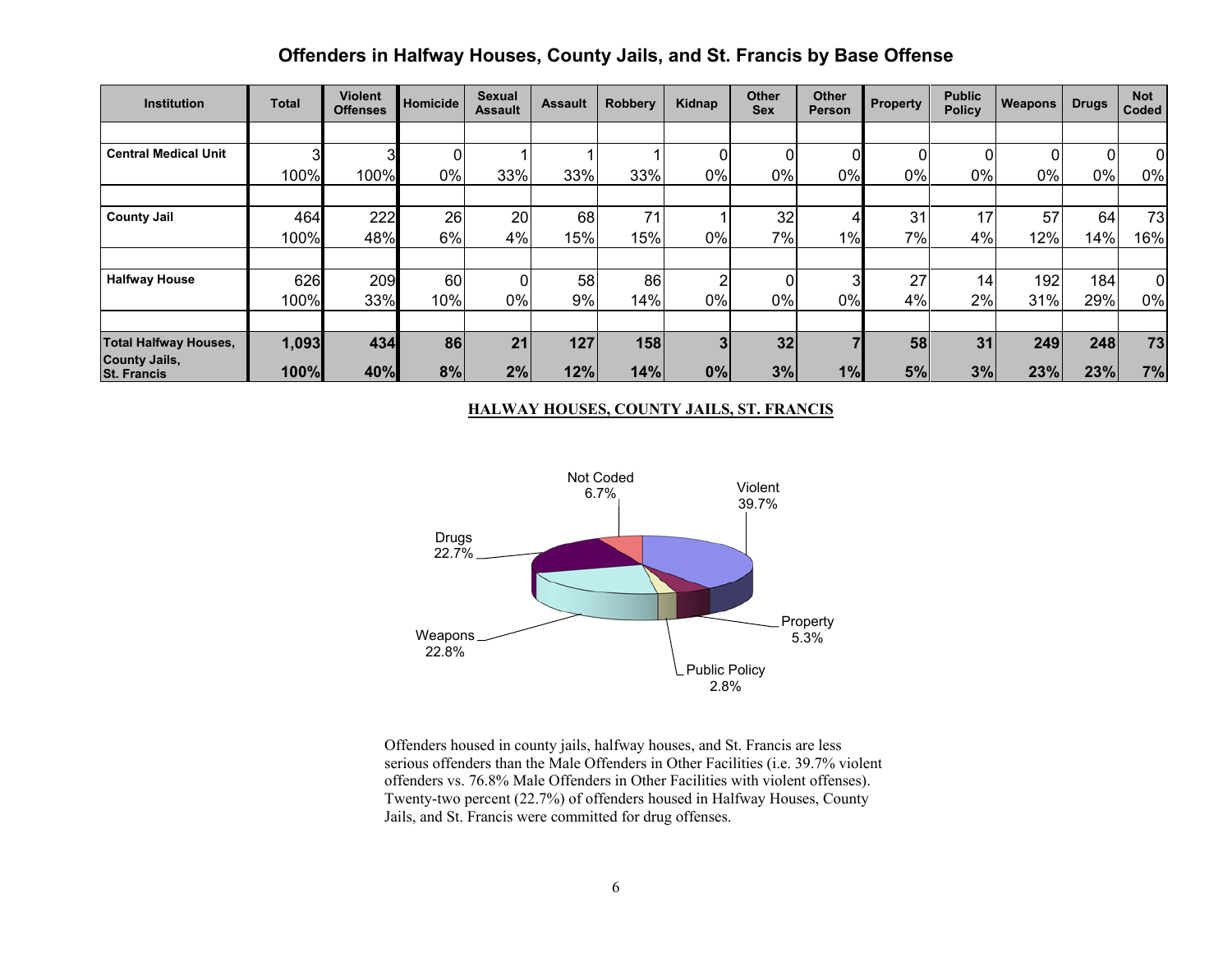## Offenders in Halfway Houses, County Jails, and St. Francis by Base Offense

| Institution | Total | Violent Offenses | Homicide | Sexual Assault | Assault | Robbery | Kidnap | Other Sex | Other Person | Property | Public Policy | Weapons | Drugs | Not Coded |
|---|---|---|---|---|---|---|---|---|---|---|---|---|---|---|
| **Central Medical Unit** | 3 | 3 | 0 | 1 | 1 | 1 | 0 | 0 | 0 | 0 | 0 | 0 | 0 | 0 |
| | 100% | 100% | 0% | 33% | 33% | 33% | 0% | 0% | 0% | 0% | 0% | 0% | 0% | 0% |
| **County Jail** | 464 | 222 | 26 | 20 | 68 | 71 | 1 | 32 | 4 | 31 | 17 | 57 | 64 | 73 |
| | 100% | 48% | 6% | 4% | 15% | 15% | 0% | 7% | 1% | 7% | 4% | 12% | 14% | 16% |
| **Halfway House** | 626 | 209 | 60 | 0 | 58 | 86 | 2 | 0 | 3 | 27 | 14 | 192 | 184 | 0 |
| | 100% | 33% | 10% | 0% | 9% | 14% | 0% | 0% | 0% | 4% | 2% | 31% | 29% | 0% |
| **Total Halfway Houses, County Jails, St. Francis** | **1,093** | **434** | **86** | **21** | **127** | **158** | **3** | **32** | **7** | **58** | **31** | **249** | **248** | **73** |
| | **100%** | **40%** | **8%** | **2%** | **12%** | **14%** | **0%** | **3%** | **1%** | **5%** | **3%** | **23%** | **23%** | **7%** |

**HALWAY HOUSES, COUNTY JAILS, ST. FRANCIS**

Not Coded 6.7%
Violent 39.7%
Drugs 22.7%
Property 5.3%
Weapons 22.8%
Public Policy 2.8%

Offenders housed in county jails, halfway houses, and St. Francis are less serious offenders than the Male Offenders in Other Facilities (i.e. 39.7% violent offenders vs. 76.8% Male Offenders in Other Facilities with violent offenses). Twenty-two percent (22.7%) of offenders housed in Halfway Houses, County Jails, and St. Francis were committed for drug offenses.